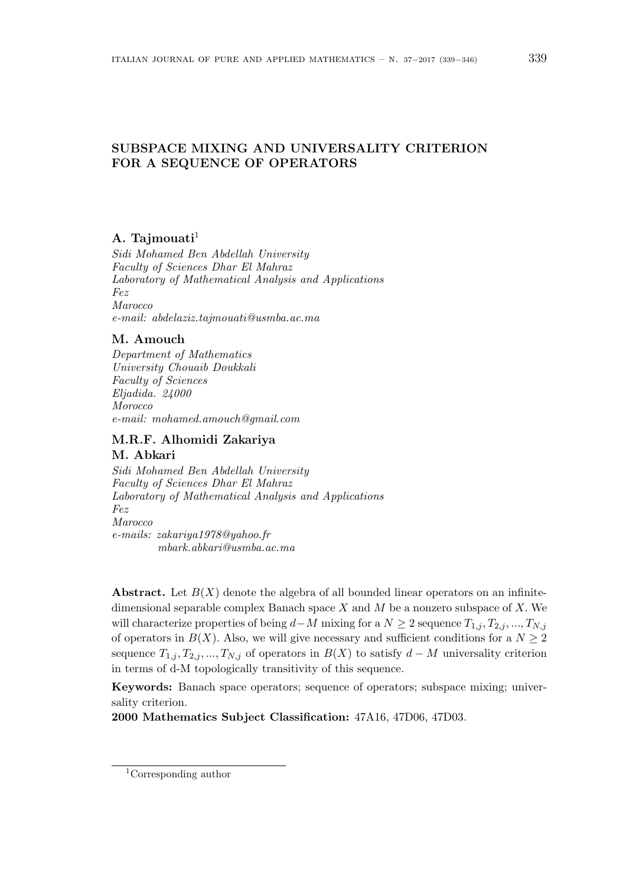# SUBSPACE MIXING AND UNIVERSALITY CRITERION FOR A SEQUENCE OF OPERATORS

**A. Tajmouati**[1]

*Sidi Mohamed Ben Abdellah University*
*Faculty of Sciences Dhar El Mahraz*
*Laboratory of Mathematical Analysis and Applications*
*Fez*
*Marocco*
*e-mail: abdelaziz.tajmouati@usmba.ac.ma*

**M. Amouch**

*Department of Mathematics*
*University Chouaib Doukkali*
*Faculty of Sciences*
*Eljadida. 24000*
*Morocco*
*e-mail: mohamed.amouch@gmail.com*

**M.R.F. Alhomidi Zakariya**

**M. Abkari**

*Sidi Mohamed Ben Abdellah University*
*Faculty of Sciences Dhar El Mahraz*
*Laboratory of Mathematical Analysis and Applications*
*Fez*
*Marocco*
*e-mails: zakariya1978@yahoo.fr*
*mbark.abkari@usmba.ac.ma*

**Abstract.** Let $B(X)$ denote the algebra of all bounded linear operators on an infinite-dimensional separable complex Banach space $X$ and $M$ be a nonzero subspace of $X$. We will characterize properties of being $d-M$ mixing for a $N \geq 2$ sequence $T_{1,j}, T_{2,j}, ..., T_{N,j}$ of operators in $B(X)$. Also, we will give necessary and sufficient conditions for a $N \geq 2$ sequence $T_{1,j}, T_{2,j}, ..., T_{N,j}$ of operators in $B(X)$ to satisfy $d-M$ universality criterion in terms of d-M topologically transitivity of this sequence.

**Keywords:** Banach space operators; sequence of operators; subspace mixing; universality criterion.

**2000 Mathematics Subject Classification:** 47A16, 47D06, 47D03.

---

[1] Corresponding author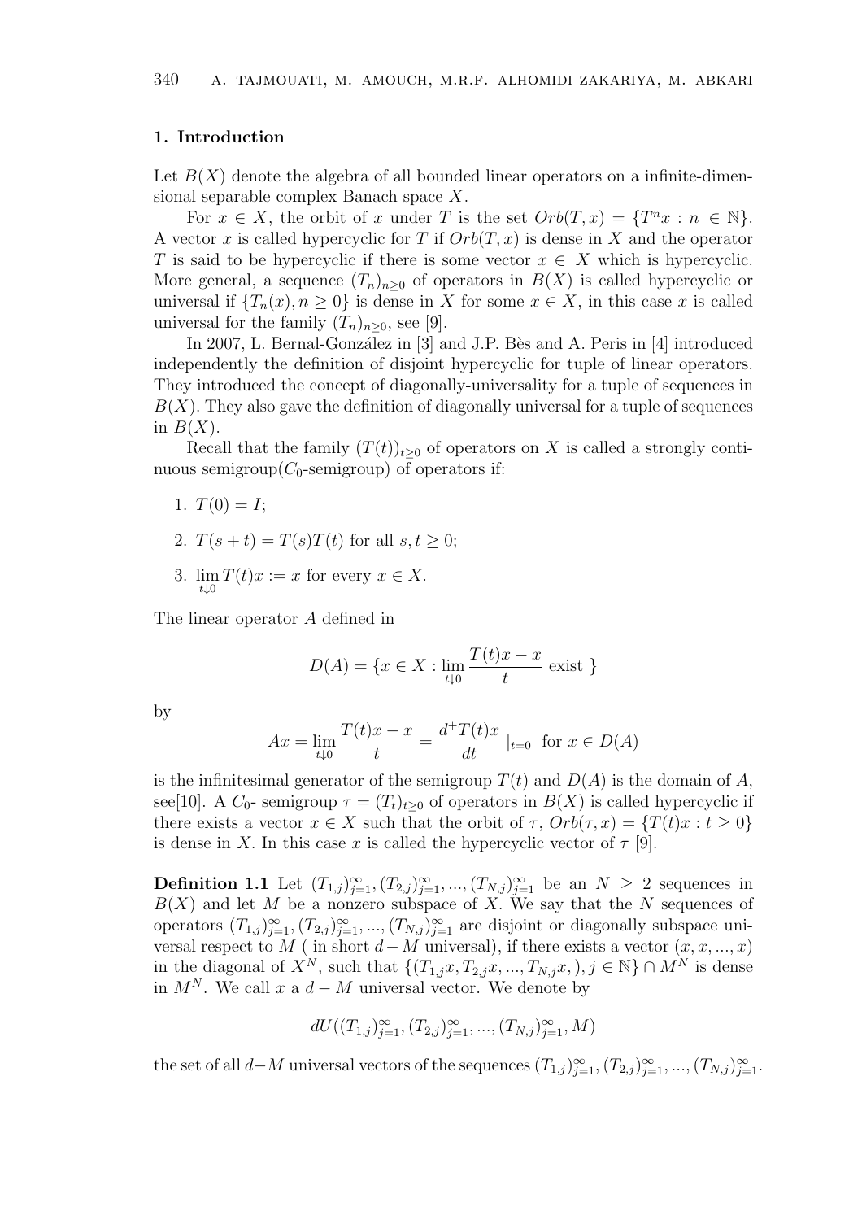## 1. Introduction

Let $B(X)$ denote the algebra of all bounded linear operators on a infinite-dimensional separable complex Banach space $X$.

For $x \in X$, the orbit of $x$ under $T$ is the set $Orb(T, x) = \{T^n x : n \in \mathbb{N}\}$. A vector $x$ is called hypercyclic for $T$ if $Orb(T, x)$ is dense in $X$ and the operator $T$ is said to be hypercyclic if there is some vector $x \in X$ which is hypercyclic. More general, a sequence $(T_n)_{n\geq 0}$ of operators in $B(X)$ is called hypercyclic or universal if $\{T_n(x), n \geq 0\}$ is dense in $X$ for some $x \in X$, in this case $x$ is called universal for the family $(T_n)_{n\geq 0}$, see [9].

In 2007, L. Bernal-González in [3] and J.P. Bès and A. Peris in [4] introduced independently the definition of disjoint hypercyclic for tuple of linear operators. They introduced the concept of diagonally-universality for a tuple of sequences in $B(X)$. They also gave the definition of diagonally universal for a tuple of sequences in $B(X)$.

Recall that the family $(T(t))_{t\geq 0}$ of operators on $X$ is called a strongly continuous semigroup($C_0$-semigroup) of operators if:

1. $T(0) = I$;
2. $T(s + t) = T(s)T(t)$ for all $s, t \geq 0$;
3. $\lim\limits_{t\downarrow 0} T(t)x := x$ for every $x \in X$.

The linear operator $A$ defined in

$$D(A) = \{x \in X : \lim_{t\downarrow 0} \frac{T(t)x - x}{t} \text{ exist } \}$$

by

$$Ax = \lim_{t\downarrow 0} \frac{T(t)x - x}{t} = \frac{d^+ T(t)x}{dt} \mid_{t=0} \text{ for } x \in D(A)$$

is the infinitesimal generator of the semigroup $T(t)$ and $D(A)$ is the domain of $A$, see[10]. A $C_0$- semigroup $\tau = (T_t)_{t\geq 0}$ of operators in $B(X)$ is called hypercyclic if there exists a vector $x \in X$ such that the orbit of $\tau$, $Orb(\tau, x) = \{T(t)x : t \geq 0\}$ is dense in $X$. In this case $x$ is called the hypercyclic vector of $\tau$ [9].

**Definition 1.1** Let $(T_{1,j})_{j=1}^{\infty}, (T_{2,j})_{j=1}^{\infty}, ..., (T_{N,j})_{j=1}^{\infty}$ be an $N \geq 2$ sequences in $B(X)$ and let $M$ be a nonzero subspace of $X$. We say that the $N$ sequences of operators $(T_{1,j})_{j=1}^{\infty}, (T_{2,j})_{j=1}^{\infty}, ..., (T_{N,j})_{j=1}^{\infty}$ are disjoint or diagonally subspace universal respect to $M$ ( in short $d-M$ universal), if there exists a vector $(x, x, ..., x)$ in the diagonal of $X^N$, such that $\{(T_{1,j}x, T_{2,j}x, ..., T_{N,j}x, ), j \in \mathbb{N}\} \cap M^N$ is dense in $M^N$. We call $x$ a $d - M$ universal vector. We denote by

$$dU((T_{1,j})_{j=1}^{\infty}, (T_{2,j})_{j=1}^{\infty}, ..., (T_{N,j})_{j=1}^{\infty}, M)$$

the set of all $d-M$ universal vectors of the sequences $(T_{1,j})_{j=1}^{\infty}, (T_{2,j})_{j=1}^{\infty}, ..., (T_{N,j})_{j=1}^{\infty}$.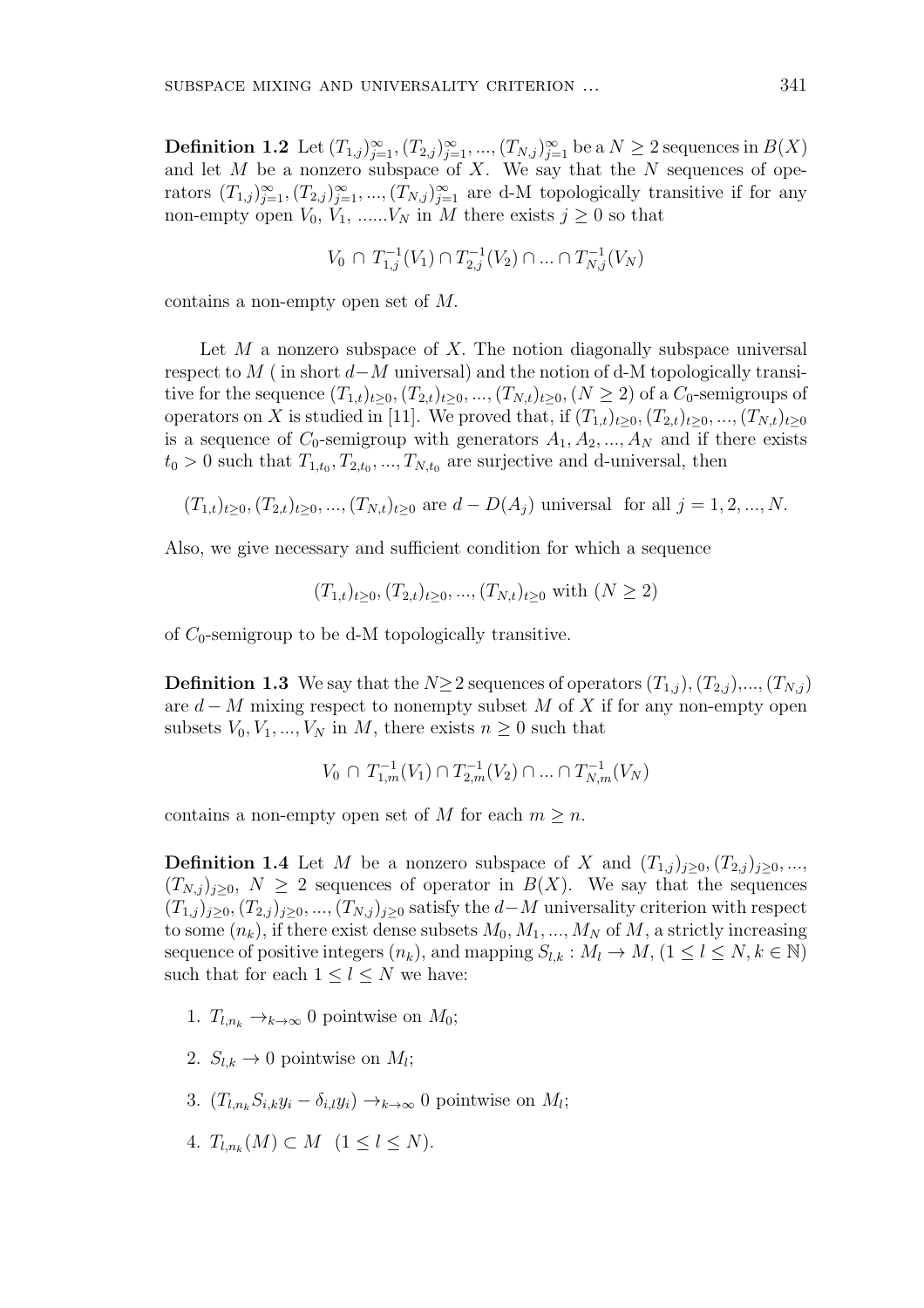**Definition 1.2** Let $(T_{1,j})_{j=1}^{\infty}, (T_{2,j})_{j=1}^{\infty}, ..., (T_{N,j})_{j=1}^{\infty}$ be a $N \geq 2$ sequences in $B(X)$ and let $M$ be a nonzero subspace of $X$. We say that the $N$ sequences of operators $(T_{1,j})_{j=1}^{\infty}, (T_{2,j})_{j=1}^{\infty}, ..., (T_{N,j})_{j=1}^{\infty}$ are d-M topologically transitive if for any non-empty open $V_0$, $V_1$, ......$V_N$ in $M$ there exists $j \geq 0$ so that

$$V_0 \cap T_{1,j}^{-1}(V_1) \cap T_{2,j}^{-1}(V_2) \cap ... \cap T_{N,j}^{-1}(V_N)$$

contains a non-empty open set of $M$.

Let $M$ a nonzero subspace of $X$. The notion diagonally subspace universal respect to $M$ ( in short $d-M$ universal) and the notion of d-M topologically transitive for the sequence $(T_{1,t})_{t\geq 0}, (T_{2,t})_{t\geq 0}, ..., (T_{N,t})_{t\geq 0}, (N \geq 2)$ of a $C_0$-semigroups of operators on $X$ is studied in [11]. We proved that, if $(T_{1,t})_{t\geq 0}, (T_{2,t})_{t\geq 0}, ..., (T_{N,t})_{t\geq 0}$ is a sequence of $C_0$-semigroup with generators $A_1, A_2, ..., A_N$ and if there exists $t_0 > 0$ such that $T_{1,t_0}, T_{2,t_0}, ..., T_{N,t_0}$ are surjective and d-universal, then

$$(T_{1,t})_{t\geq 0}, (T_{2,t})_{t\geq 0}, ..., (T_{N,t})_{t\geq 0} \text{ are } d - D(A_j) \text{ universal for all } j = 1, 2, ..., N.$$

Also, we give necessary and sufficient condition for which a sequence

$$(T_{1,t})_{t\geq 0}, (T_{2,t})_{t\geq 0}, ..., (T_{N,t})_{t\geq 0} \text{ with } (N \geq 2)$$

of $C_0$-semigroup to be d-M topologically transitive.

**Definition 1.3** We say that the $N\geq 2$ sequences of operators $(T_{1,j}), (T_{2,j}),..., (T_{N,j})$ are $d-M$ mixing respect to nonempty subset $M$ of $X$ if for any non-empty open subsets $V_0, V_1, ..., V_N$ in $M$, there exists $n \geq 0$ such that

$$V_0 \cap T_{1,m}^{-1}(V_1) \cap T_{2,m}^{-1}(V_2) \cap ... \cap T_{N,m}^{-1}(V_N)$$

contains a non-empty open set of $M$ for each $m \geq n$.

**Definition 1.4** Let $M$ be a nonzero subspace of $X$ and $(T_{1,j})_{j\geq 0}, (T_{2,j})_{j\geq 0}, ...,$ $(T_{N,j})_{j\geq 0}$, $N \geq 2$ sequences of operator in $B(X)$. We say that the sequences $(T_{1j})_{j\geq 0}, (T_{2,j})_{j\geq 0}, ..., (T_{N,j})_{j\geq 0}$ satisfy the $d-M$ universality criterion with respect to some $(n_k)$, if there exist dense subsets $M_0, M_1, ..., M_N$ of $M$, a strictly increasing sequence of positive integers $(n_k)$, and mapping $S_{l,k} : M_l \to M, (1 \leq l \leq N, k \in \mathbb{N})$ such that for each $1 \leq l \leq N$ we have:

1. $T_{l,n_k} \to_{k\to\infty} 0$ pointwise on $M_0$;
2. $S_{l,k} \to 0$ pointwise on $M_l$;
3. $(T_{l,n_k} S_{i,k} y_i - \delta_{i,l} y_i) \to_{k\to\infty} 0$ pointwise on $M_l$;
4. $T_{l,n_k}(M) \subset M \quad (1 \leq l \leq N)$.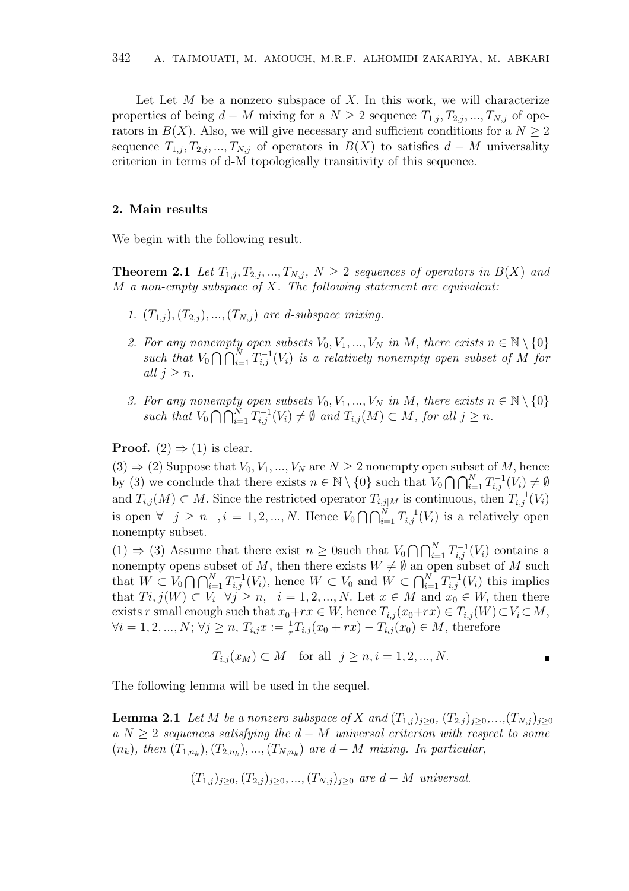Let Let $M$ be a nonzero subspace of $X$. In this work, we will characterize properties of being $d-M$ mixing for a $N \geq 2$ sequence $T_{1,j}, T_{2,j}, ..., T_{N,j}$ of operators in $B(X)$. Also, we will give necessary and sufficient conditions for a $N \geq 2$ sequence $T_{1,j}, T_{2,j}, ..., T_{N,j}$ of operators in $B(X)$ to satisfies $d-M$ universality criterion in terms of d-M topologically transitivity of this sequence.

## 2. Main results

We begin with the following result.

**Theorem 2.1** *Let $T_{1,j}, T_{2,j}, ..., T_{N,j}$, $N \geq 2$ sequences of operators in $B(X)$ and $M$ a non-empty subspace of $X$. The following statement are equivalent:*

1. *$(T_{1,j}), (T_{2,j}), ..., (T_{N,j})$ are d-subspace mixing.*
2. *For any nonempty open subsets $V_0, V_1, ..., V_N$ in $M$, there exists $n \in \mathbb{N} \setminus \{0\}$ such that $V_0 \bigcap \bigcap_{i=1}^{N} T_{i,j}^{-1}(V_i)$ is a relatively nonempty open subset of $M$ for all $j \geq n$.*
3. *For any nonempty open subsets $V_0, V_1, ..., V_N$ in $M$, there exists $n \in \mathbb{N} \setminus \{0\}$ such that $V_0 \bigcap \bigcap_{i=1}^{N} T_{i,j}^{-1}(V_i) \neq \emptyset$ and $T_{i,j}(M) \subset M$, for all $j \geq n$.*

**Proof.** $(2) \Rightarrow (1)$ is clear.

$(3) \Rightarrow (2)$ Suppose that $V_0, V_1, ..., V_N$ are $N \geq 2$ nonempty open subset of $M$, hence by (3) we conclude that there exists $n \in \mathbb{N} \setminus \{0\}$ such that $V_0 \bigcap \bigcap_{i=1}^{N} T_{i,j}^{-1}(V_i) \neq \emptyset$ and $T_{i,j}(M) \subset M$. Since the restricted operator $T_{i,j|M}$ is continuous, then $T_{i,j}^{-1}(V_i)$ is open $\forall \;\; j \geq n \;\; , i = 1, 2, ..., N$. Hence $V_0 \bigcap \bigcap_{i=1}^{N} T_{i,j}^{-1}(V_i)$ is a relatively open nonempty subset.

$(1) \Rightarrow (3)$ Assume that there exist $n \geq 0$such that $V_0 \bigcap \bigcap_{i=1}^{N} T_{i,j}^{-1}(V_i)$ contains a nonempty opens subset of $M$, then there exists $W \neq \emptyset$ an open subset of $M$ such that $W \subset V_0 \bigcap \bigcap_{i=1}^{N} T_{i,j}^{-1}(V_i)$, hence $W \subset V_0$ and $W \subset \bigcap_{i=1}^{N} T_{i,j}^{-1}(V_i)$ this implies that $Ti, j(W) \subset V_i \;\; \forall j \geq n, \;\; i = 1, 2, ..., N$. Let $x \in M$ and $x_0 \in W$, then there exists $r$ small enough such that $x_0 + rx \in W$, hence $T_{i,j}(x_0 + rx) \in T_{i,j}(W) \subset V_i \subset M$, $\forall i = 1, 2, ..., N$; $\forall j \geq n$, $T_{i,j}x := \frac{1}{r} T_{i,j}(x_0 + rx) - T_{i,j}(x_0) \in M$, therefore

$$T_{i,j}(x_M) \subset M \quad \text{for all} \;\; j \geq n, i = 1, 2, ..., N.$$

∎

The following lemma will be used in the sequel.

**Lemma 2.1** *Let $M$ be a nonzero subspace of $X$ and $(T_{1,j})_{j \geq 0}$, $(T_{2,j})_{j \geq 0}$,...,$(T_{N,j})_{j \geq 0}$ a $N \geq 2$ sequences satisfying the $d-M$ universal criterion with respect to some $(n_k)$, then $(T_{1,n_k}), (T_{2,n_k}), ..., (T_{N,n_k})$ are $d-M$ mixing. In particular,*

$$(T_{1,j})_{j \geq 0}, (T_{2,j})_{j \geq 0}, ..., (T_{N,j})_{j \geq 0} \text{ are } d-M \text{ universal.}$$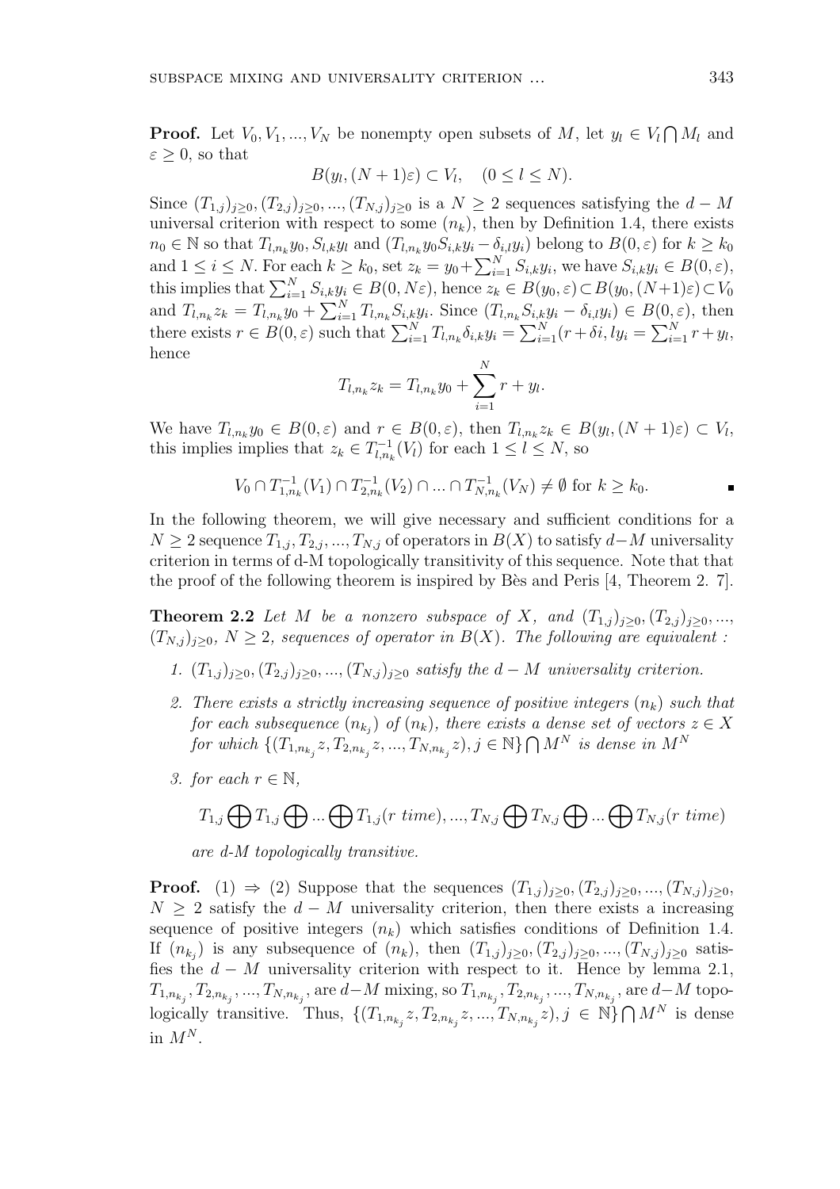**Proof.** Let $V_0, V_1, ..., V_N$ be nonempty open subsets of $M$, let $y_l \in V_l \bigcap M_l$ and $\varepsilon \geq 0$, so that

$$B(y_l, (N+1)\varepsilon) \subset V_l, \quad (0 \leq l \leq N).$$

Since $(T_{1,j})_{j\geq 0}, (T_{2,j})_{j\geq 0}, ..., (T_{N,j})_{j\geq 0}$ is a $N \geq 2$ sequences satisfying the $d - M$ universal criterion with respect to some $(n_k)$, then by Definition 1.4, there exists $n_0 \in \mathbb{N}$ so that $T_{l,n_k} y_0, S_{l,k} y_l$ and $(T_{l,n_k} y_0 S_{i,k} y_i - \delta_{i,l} y_i)$ belong to $B(0, \varepsilon)$ for $k \geq k_0$ and $1 \leq i \leq N$. For each $k \geq k_0$, set $z_k = y_0 + \sum_{i=1}^{N} S_{i,k} y_i$, we have $S_{i,k} y_i \in B(0, \varepsilon)$, this implies that $\sum_{i=1}^{N} S_{i,k} y_i \in B(0, N\varepsilon)$, hence $z_k \in B(y_0, \varepsilon) \subset B(y_0, (N+1)\varepsilon) \subset V_0$ and $T_{l,n_k} z_k = T_{l,n_k} y_0 + \sum_{i=1}^{N} T_{l,n_k} S_{i,k} y_i$. Since $(T_{l,n_k} S_{i,k} y_i - \delta_{i,l} y_i) \in B(0, \varepsilon)$, then there exists $r \in B(0, \varepsilon)$ such that $\sum_{i=1}^{N} T_{l,n_k} \delta_{i,k} y_i = \sum_{i=1}^{N} (r + \delta i, l y_i = \sum_{i=1}^{N} r + y_l$, hence

$$T_{l,n_k} z_k = T_{l,n_k} y_0 + \sum_{i=1}^{N} r + y_l.$$

We have $T_{l,n_k} y_0 \in B(0, \varepsilon)$ and $r \in B(0, \varepsilon)$, then $T_{l,n_k} z_k \in B(y_l, (N+1)\varepsilon) \subset V_l$, this implies implies that $z_k \in T_{l,n_k}^{-1}(V_l)$ for each $1 \leq l \leq N$, so

$$V_0 \cap T_{1,n_k}^{-1}(V_1) \cap T_{2,n_k}^{-1}(V_2) \cap ... \cap T_{N,n_k}^{-1}(V_N) \neq \emptyset \text{ for } k \geq k_0. \blacksquare$$

In the following theorem, we will give necessary and sufficient conditions for a $N \geq 2$ sequence $T_{1,j}, T_{2,j}, ..., T_{N,j}$ of operators in $B(X)$ to satisfy $d-M$ universality criterion in terms of d-M topologically transitivity of this sequence. Note that that the proof of the following theorem is inspired by Bès and Peris [4, Theorem 2. 7].

**Theorem 2.2** *Let $M$ be a nonzero subspace of $X$, and $(T_{1,j})_{j\geq 0}, (T_{2,j})_{j\geq 0}, ...,$ $(T_{N,j})_{j\geq 0}$, $N \geq 2$, sequences of operator in $B(X)$. The following are equivalent :*

1. *$(T_{1,j})_{j\geq 0}, (T_{2,j})_{j\geq 0}, ..., (T_{N,j})_{j\geq 0}$ satisfy the $d - M$ universality criterion.*
2. *There exists a strictly increasing sequence of positive integers $(n_k)$ such that for each subsequence $(n_{k_j})$ of $(n_k)$, there exists a dense set of vectors $z \in X$ for which $\{(T_{1,n_{k_j}} z, T_{2,n_{k_j}} z, ..., T_{N,n_{k_j}} z), j \in \mathbb{N}\} \bigcap M^N$ is dense in $M^N$*
3. *for each $r \in \mathbb{N}$,*

   $$T_{1,j} \bigoplus T_{1,j} \bigoplus ... \bigoplus T_{1,j} (r \ time), ..., T_{N,j} \bigoplus T_{N,j} \bigoplus ... \bigoplus T_{N,j} (r \ time)$$

   *are d-M topologically transitive.*

**Proof.** (1) $\Rightarrow$ (2) Suppose that the sequences $(T_{1,j})_{j\geq 0}, (T_{2,j})_{j\geq 0}, ..., (T_{N,j})_{j\geq 0}$, $N \geq 2$ satisfy the $d - M$ universality criterion, then there exists a increasing sequence of positive integers $(n_k)$ which satisfies conditions of Definition 1.4. If $(n_{k_j})$ is any subsequence of $(n_k)$, then $(T_{1,j})_{j\geq 0}, (T_{2,j})_{j\geq 0}, ..., (T_{N,j})_{j\geq 0}$ satisfies the $d - M$ universality criterion with respect to it. Hence by lemma 2.1, $T_{1,n_{k_j}}, T_{2,n_{k_j}}, ..., T_{N,n_{k_j}}$, are $d-M$ mixing, so $T_{1,n_{k_j}}, T_{2,n_{k_j}}, ..., T_{N,n_{k_j}}$, are $d-M$ topologically transitive. Thus, $\{(T_{1,n_{k_j}} z, T_{2,n_{k_j}} z, ..., T_{N,n_{k_j}} z), j \in \mathbb{N}\} \bigcap M^N$ is dense in $M^N$.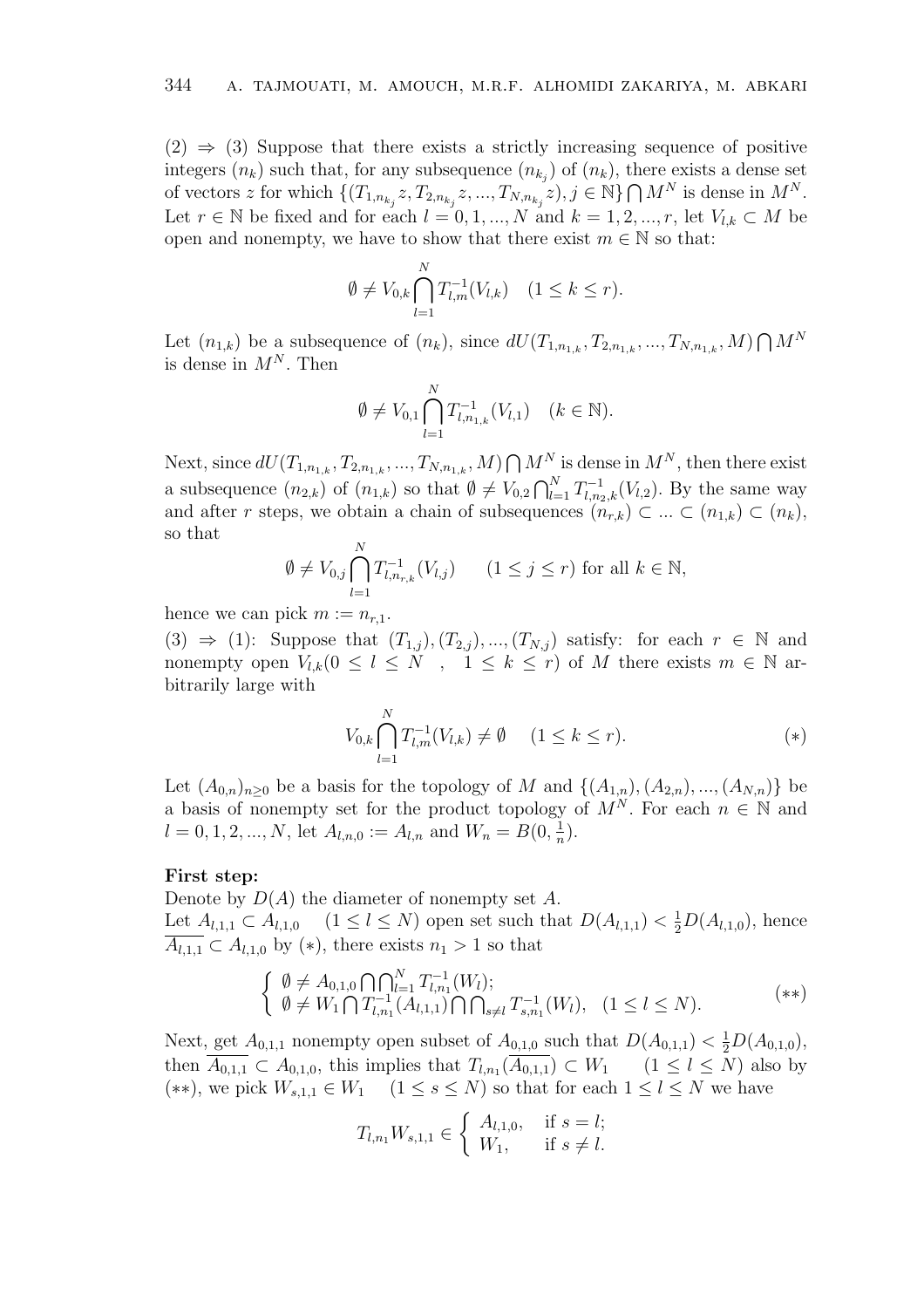(2) $\Rightarrow$ (3) Suppose that there exists a strictly increasing sequence of positive integers $(n_k)$ such that, for any subsequence $(n_{k_j})$ of $(n_k)$, there exists a dense set of vectors $z$ for which $\{(T_{1,n_{k_j}}z, T_{2,n_{k_j}}z, ..., T_{N,n_{k_j}}z), j \in \mathbb{N}\} \bigcap M^N$ is dense in $M^N$. Let $r \in \mathbb{N}$ be fixed and for each $l = 0, 1, ..., N$ and $k = 1, 2, ..., r$, let $V_{l,k} \subset M$ be open and nonempty, we have to show that there exist $m \in \mathbb{N}$ so that:

$$\emptyset \neq V_{0,k} \bigcap_{l=1}^{N} T_{l,m}^{-1}(V_{l,k}) \quad (1 \leq k \leq r).$$

Let $(n_{1,k})$ be a subsequence of $(n_k)$, since $dU(T_{1,n_{1,k}}, T_{2,n_{1,k}}, ..., T_{N,n_{1,k}}, M) \bigcap M^N$ is dense in $M^N$. Then

$$\emptyset \neq V_{0,1} \bigcap_{l=1}^{N} T_{l,n_{1,k}}^{-1}(V_{l,1}) \quad (k \in \mathbb{N}).$$

Next, since $dU(T_{1,n_{1,k}}, T_{2,n_{1,k}}, ..., T_{N,n_{1,k}}, M) \bigcap M^N$ is dense in $M^N$, then there exist a subsequence $(n_{2,k})$ of $(n_{1,k})$ so that $\emptyset \neq V_{0,2} \bigcap_{l=1}^{N} T_{l,n_{2,k}}^{-1}(V_{l,2})$. By the same way and after $r$ steps, we obtain a chain of subsequences $(n_{r,k}) \subset ... \subset (n_{1,k}) \subset (n_k)$, so that

$$\emptyset \neq V_{0,j} \bigcap_{l=1}^{N} T_{l,n_{r,k}}^{-1}(V_{l,j}) \qquad (1 \leq j \leq r) \text{ for all } k \in \mathbb{N},$$

hence we can pick $m := n_{r,1}$.

(3) $\Rightarrow$ (1): Suppose that $(T_{1,j}), (T_{2,j}), ..., (T_{N,j})$ satisfy: for each $r \in \mathbb{N}$ and nonempty open $V_{l,k} (0 \leq l \leq N \;\; , \;\; 1 \leq k \leq r)$ of $M$ there exists $m \in \mathbb{N}$ arbitrarily large with

$$V_{0,k} \bigcap_{l=1}^{N} T_{l,m}^{-1}(V_{l,k}) \neq \emptyset \qquad (1 \leq k \leq r). \tag{$*$}$$

Let $(A_{0,n})_{n \geq 0}$ be a basis for the topology of $M$ and $\{(A_{1,n}), (A_{2,n}), ..., (A_{N,n})\}$ be a basis of nonempty set for the product topology of $M^N$. For each $n \in \mathbb{N}$ and $l = 0, 1, 2, ..., N$, let $A_{l,n,0} := A_{l,n}$ and $W_n = B(0, \frac{1}{n})$.

**First step:**

Denote by $D(A)$ the diameter of nonempty set $A$.

Let $A_{l,1,1} \subset A_{l,1,0} \quad (1 \leq l \leq N)$ open set such that $D(A_{l,1,1}) < \frac{1}{2} D(A_{l,1,0})$, hence $\overline{A_{l,1,1}} \subset A_{l,1,0}$ by $(*)$, there exists $n_1 > 1$ so that

$$\begin{cases} \emptyset \neq A_{0,1,0} \bigcap \bigcap_{l=1}^{N} T_{l,n_1}^{-1}(W_l); \\ \emptyset \neq W_1 \bigcap T_{l,n_1}^{-1}(A_{l,1,1}) \bigcap \bigcap_{s \neq l} T_{s,n_1}^{-1}(W_l), \quad (1 \leq l \leq N). \end{cases} \tag{$**$}$$

Next, get $A_{0,1,1}$ nonempty open subset of $A_{0,1,0}$ such that $D(A_{0,1,1}) < \frac{1}{2} D(A_{0,1,0})$, then $\overline{A_{0,1,1}} \subset A_{0,1,0}$, this implies that $T_{l,n_1}(\overline{A_{0,1,1}}) \subset W_1 \qquad (1 \leq l \leq N)$ also by $(**)$, we pick $W_{s,1,1} \in W_1 \quad (1 \leq s \leq N)$ so that for each $1 \leq l \leq N$ we have

$$T_{l,n_1} W_{s,1,1} \in \begin{cases} A_{l,1,0}, & \text{if } s = l; \\ W_1, & \text{if } s \neq l. \end{cases}$$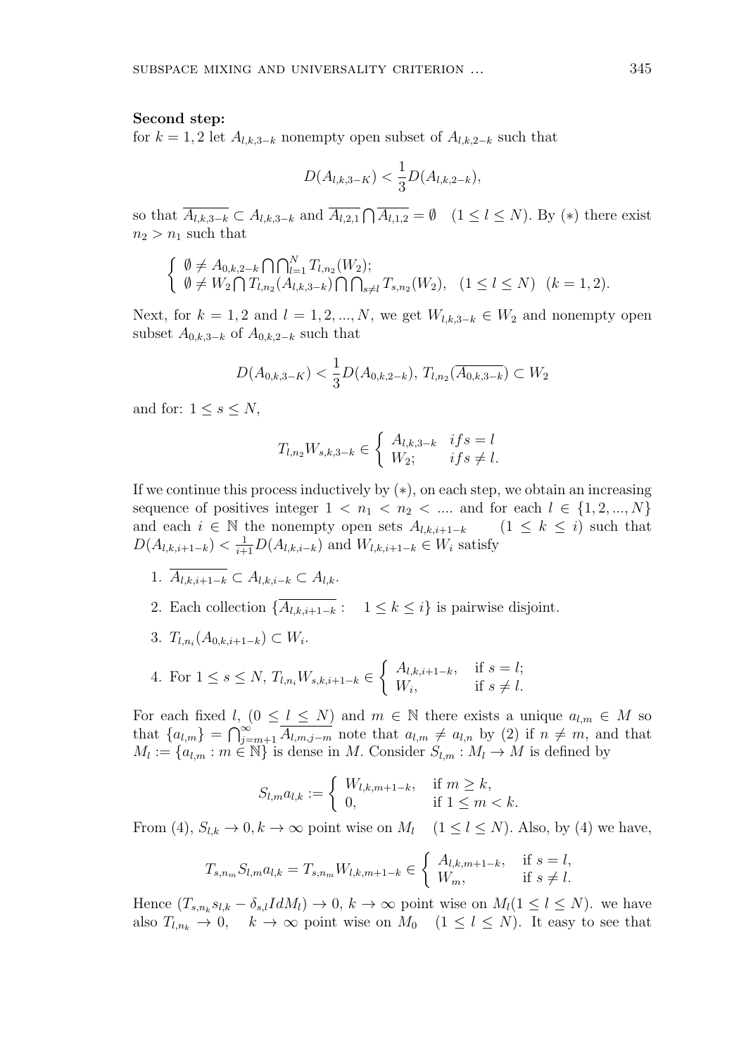**Second step:**
for $k = 1, 2$ let $A_{l,k,3-k}$ nonempty open subset of $A_{l,k,2-k}$ such that

$$D(A_{l,k,3-K}) < \frac{1}{3} D(A_{l,k,2-k}),$$

so that $\overline{A_{l,k,3-k}} \subset A_{l,k,3-k}$ and $\overline{A_{l,2,1}} \bigcap \overline{A_{l,1,2}} = \emptyset \quad (1 \leq l \leq N)$. By $(*)$ there exist $n_2 > n_1$ such that

$$\begin{cases} \emptyset \neq A_{0,k,2-k} \bigcap \bigcap_{l=1}^{N} T_{l,n_2}(W_2); \\ \emptyset \neq W_2 \bigcap T_{l,n_2}(A_{l,k,3-k}) \bigcap \bigcap_{s \neq l} T_{s,n_2}(W_2), \quad (1 \leq l \leq N) \quad (k = 1, 2). \end{cases}$$

Next, for $k = 1, 2$ and $l = 1, 2, ..., N$, we get $W_{l,k,3-k} \in W_2$ and nonempty open subset $A_{0,k,3-k}$ of $A_{0,k,2-k}$ such that

$$D(A_{0,k,3-K}) < \frac{1}{3} D(A_{0,k,2-k}), \, T_{l,n_2}(\overline{A_{0,k,3-k}}) \subset W_2$$

and for: $1 \leq s \leq N$,

$$T_{l,n_2} W_{s,k,3-k} \in \begin{cases} A_{l,k,3-k} & if s = l \\ W_2; & if s \neq l. \end{cases}$$

If we continue this process inductively by $(*)$, on each step, we obtain an increasing sequence of positives integer $1 < n_1 < n_2 < ....$ and for each $l \in \{1, 2, ..., N\}$ and each $i \in \mathbb{N}$ the nonempty open sets $A_{l,k,i+1-k} \quad (1 \leq k \leq i)$ such that $D(A_{l,k,i+1-k}) < \frac{1}{i+1} D(A_{l,k,i-k})$ and $W_{l,k,i+1-k} \in W_i$ satisfy

1. $\overline{A_{l,k,i+1-k}} \subset A_{l,k,i-k} \subset A_{l,k}$.
2. Each collection $\{\overline{A_{l,k,i+1-k}} : \quad 1 \leq k \leq i\}$ is pairwise disjoint.
3. $T_{l,n_i}(A_{0,k,i+1-k}) \subset W_i$.
4. For $1 \leq s \leq N$, $T_{l,n_i} W_{s,k,i+1-k} \in \begin{cases} A_{l,k,i+1-k}, & \text{if } s = l; \\ W_i, & \text{if } s \neq l. \end{cases}$

For each fixed $l$, $(0 \leq l \leq N)$ and $m \in \mathbb{N}$ there exists a unique $a_{l,m} \in M$ so that $\{a_{l,m}\} = \bigcap_{j=m+1}^{\infty} \overline{A_{l,m,j-m}}$ note that $a_{l,m} \neq a_{l,n}$ by (2) if $n \neq m$, and that $M_l := \{a_{l,m} : m \in \mathbb{N}\}$ is dense in $M$. Consider $S_{l,m} : M_l \to M$ is defined by

$$S_{l,m} a_{l,k} := \begin{cases} W_{l,k,m+1-k}, & \text{if } m \geq k, \\ 0, & \text{if } 1 \leq m < k. \end{cases}$$

From (4), $S_{l,k} \to 0, k \to \infty$ point wise on $M_l \quad (1 \leq l \leq N)$. Also, by (4) we have,

$$T_{s,n_m} S_{l,m} a_{l,k} = T_{s,n_m} W_{l,k,m+1-k} \in \begin{cases} A_{l,k,m+1-k}, & \text{if } s = l, \\ W_m, & \text{if } s \neq l. \end{cases}$$

Hence $(T_{s,n_k} s_{l,k} - \delta_{s,l} IdM_l) \to 0$, $k \to \infty$ point wise on $M_l(1 \leq l \leq N)$. we have also $T_{l,n_k} \to 0, \quad k \to \infty$ point wise on $M_0 \quad (1 \leq l \leq N)$. It easy to see that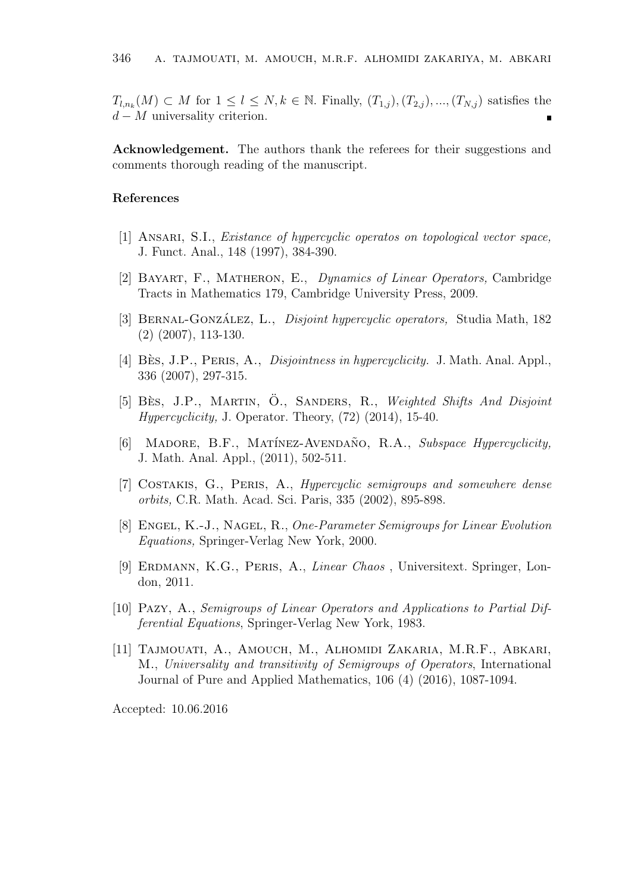$T_{l,n_k}(M) \subset M$ for $1 \leq l \leq N, k \in \mathbb{N}$. Finally, $(T_{1,j}), (T_{2,j}), ..., (T_{N,j})$ satisfies the $d - M$ universality criterion. ∎

**Acknowledgement.** The authors thank the referees for their suggestions and comments thorough reading of the manuscript.

## References

[1] Ansari, S.I., *Existance of hypercyclic operatos on topological vector space,* J. Funct. Anal., 148 (1997), 384-390.

[2] Bayart, F., Matheron, E., *Dynamics of Linear Operators,* Cambridge Tracts in Mathematics 179, Cambridge University Press, 2009.

[3] Bernal-González, L., *Disjoint hypercyclic operators,* Studia Math, 182 (2) (2007), 113-130.

[4] Bès, J.P., Peris, A., *Disjointness in hypercyclicity.* J. Math. Anal. Appl., 336 (2007), 297-315.

[5] Bès, J.P., Martin, Ö., Sanders, R., *Weighted Shifts And Disjoint Hypercyclicity,* J. Operator. Theory, (72) (2014), 15-40.

[6] Madore, B.F., Matínez-Avendaño, R.A., *Subspace Hypercyclicity,* J. Math. Anal. Appl., (2011), 502-511.

[7] Costakis, G., Peris, A., *Hypercyclic semigroups and somewhere dense orbits,* C.R. Math. Acad. Sci. Paris, 335 (2002), 895-898.

[8] Engel, K.-J., Nagel, R., *One-Parameter Semigroups for Linear Evolution Equations,* Springer-Verlag New York, 2000.

[9] Erdmann, K.G., Peris, A., *Linear Chaos* , Universitext. Springer, London, 2011.

[10] Pazy, A., *Semigroups of Linear Operators and Applications to Partial Differential Equations*, Springer-Verlag New York, 1983.

[11] Tajmouati, A., Amouch, M., Alhomidi Zakaria, M.R.F., Abkari, M., *Universality and transitivity of Semigroups of Operators*, International Journal of Pure and Applied Mathematics, 106 (4) (2016), 1087-1094.

Accepted: 10.06.2016